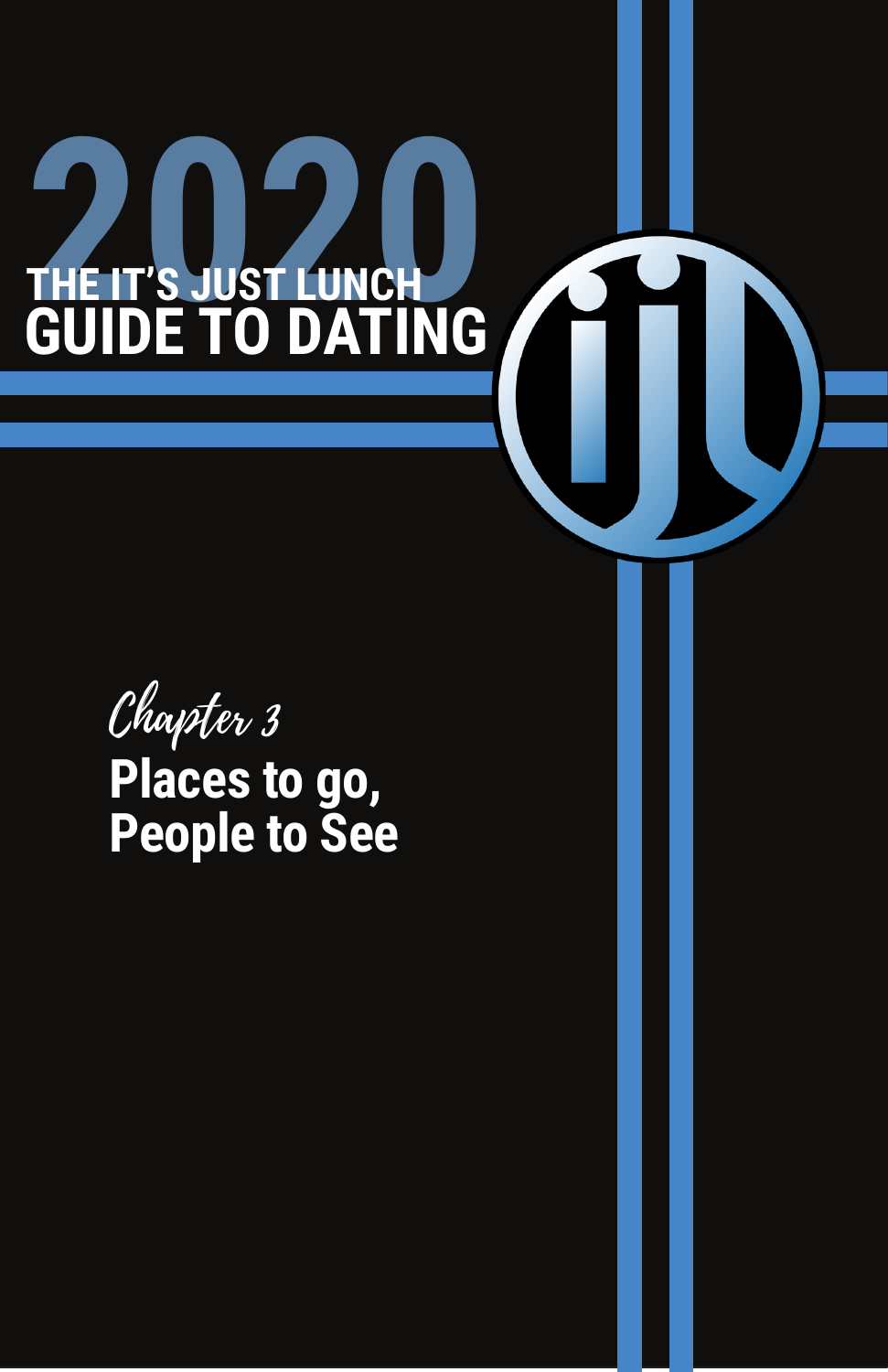# 2020 THE IT'S JUST LUNCH GUIDE TO DATING

*Chapter 3*

## Places to go, People to See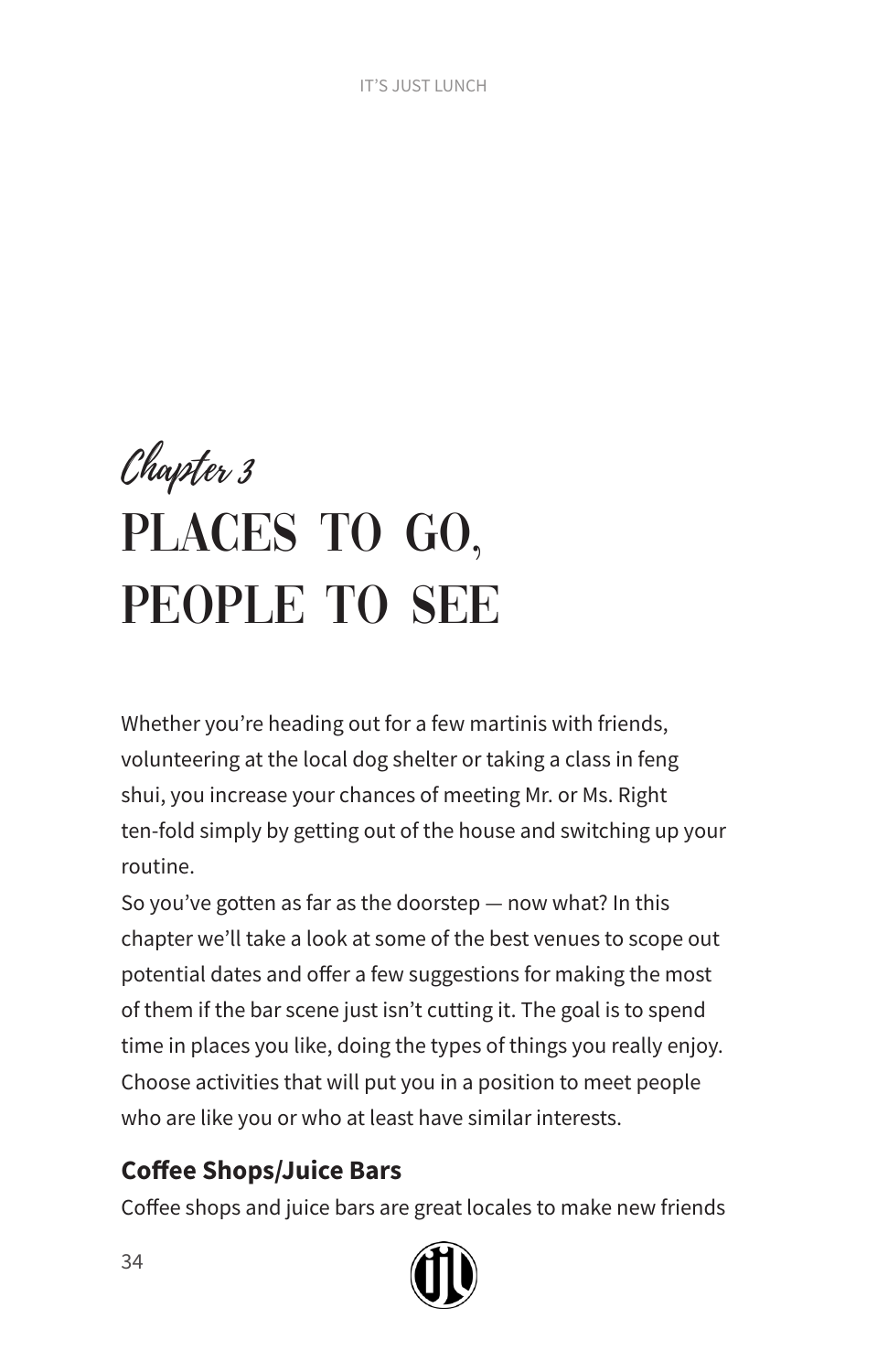*Chapter 3*

# PLACES TO GO, PEOPLE TO SEE

Whether you're heading out for a few martinis with friends, volunteering at the local dog shelter or taking a class in feng shui, you increase your chances of meeting Mr. or Ms. Right ten-fold simply by getting out of the house and switching up your routine.

So you've gotten as far as the doorstep — now what? In this chapter we'll take a look at some of the best venues to scope out potential dates and offer a few suggestions for making the most of them if the bar scene just isn't cutting it. The goal is to spend time in places you like, doing the types of things you really enjoy. Choose activities that will put you in a position to meet people who are like you or who at least have similar interests.

### Coffee Shops/Juice Bars

Coffee shops and juice bars are great locales to make new friends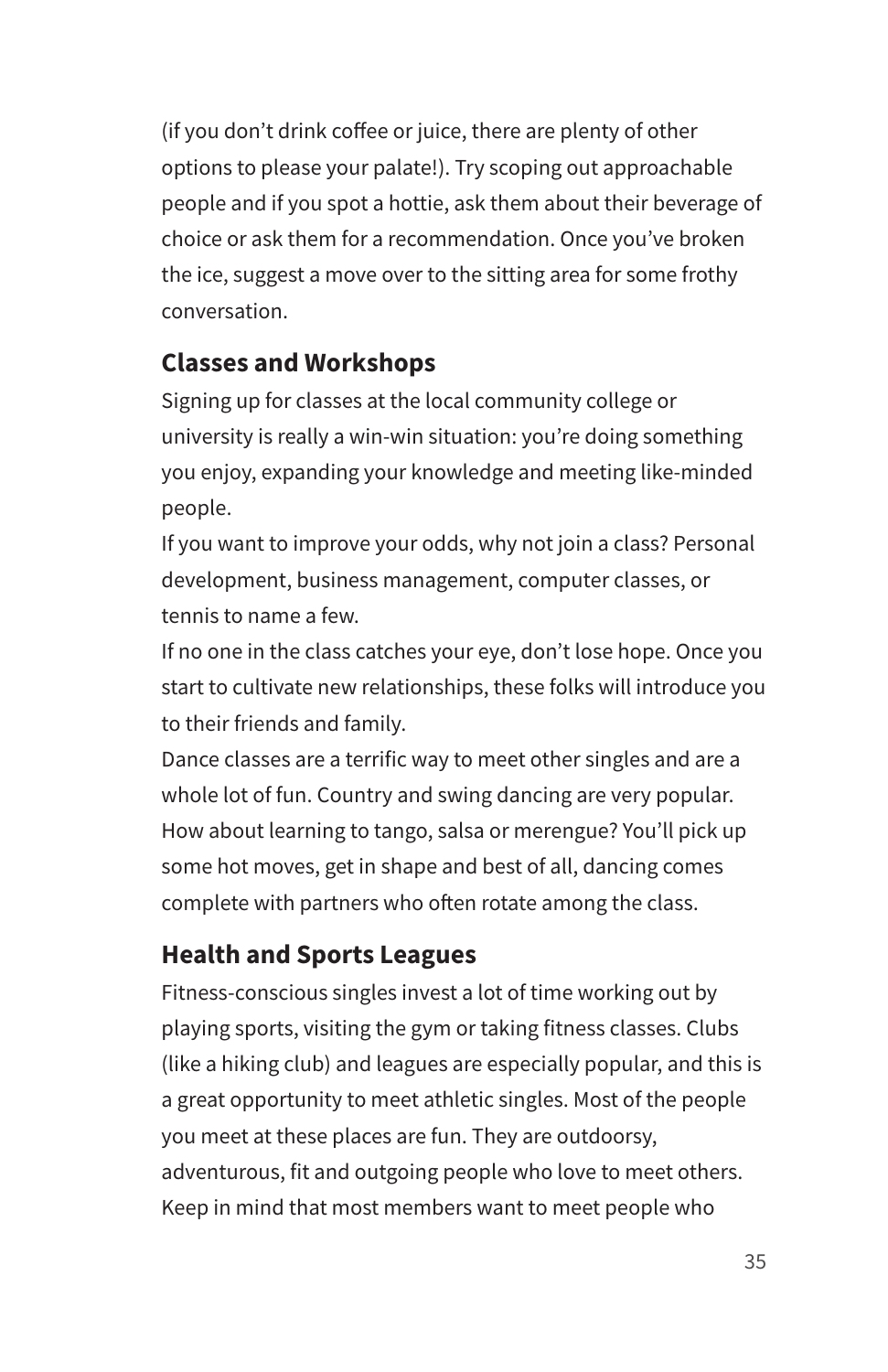(if you don't drink coffee or juice, there are plenty of other options to please your palate!). Try scoping out approachable people and if you spot a hottie, ask them about their beverage of choice or ask them for a recommendation. Once you've broken the ice, suggest a move over to the sitting area for some frothy conversation.

## Classes and Workshops

Signing up for classes at the local community college or university is really a win-win situation: you're doing something you enjoy, expanding your knowledge and meeting like-minded people.

If you want to improve your odds, why not join a class? Personal development, business management, computer classes, or tennis to name a few.

If no one in the class catches your eye, don't lose hope. Once you start to cultivate new relationships, these folks will introduce you to their friends and family.

Dance classes are a terrific way to meet other singles and are a whole lot of fun. Country and swing dancing are very popular. How about learning to tango, salsa or merengue? You'll pick up some hot moves, get in shape and best of all, dancing comes complete with partners who often rotate among the class.

## Health and Sports Leagues

Fitness-conscious singles invest a lot of time working out by playing sports, visiting the gym or taking fitness classes. Clubs (like a hiking club) and leagues are especially popular, and this is a great opportunity to meet athletic singles. Most of the people you meet at these places are fun. They are outdoorsy, adventurous, fit and outgoing people who love to meet others. Keep in mind that most members want to meet people who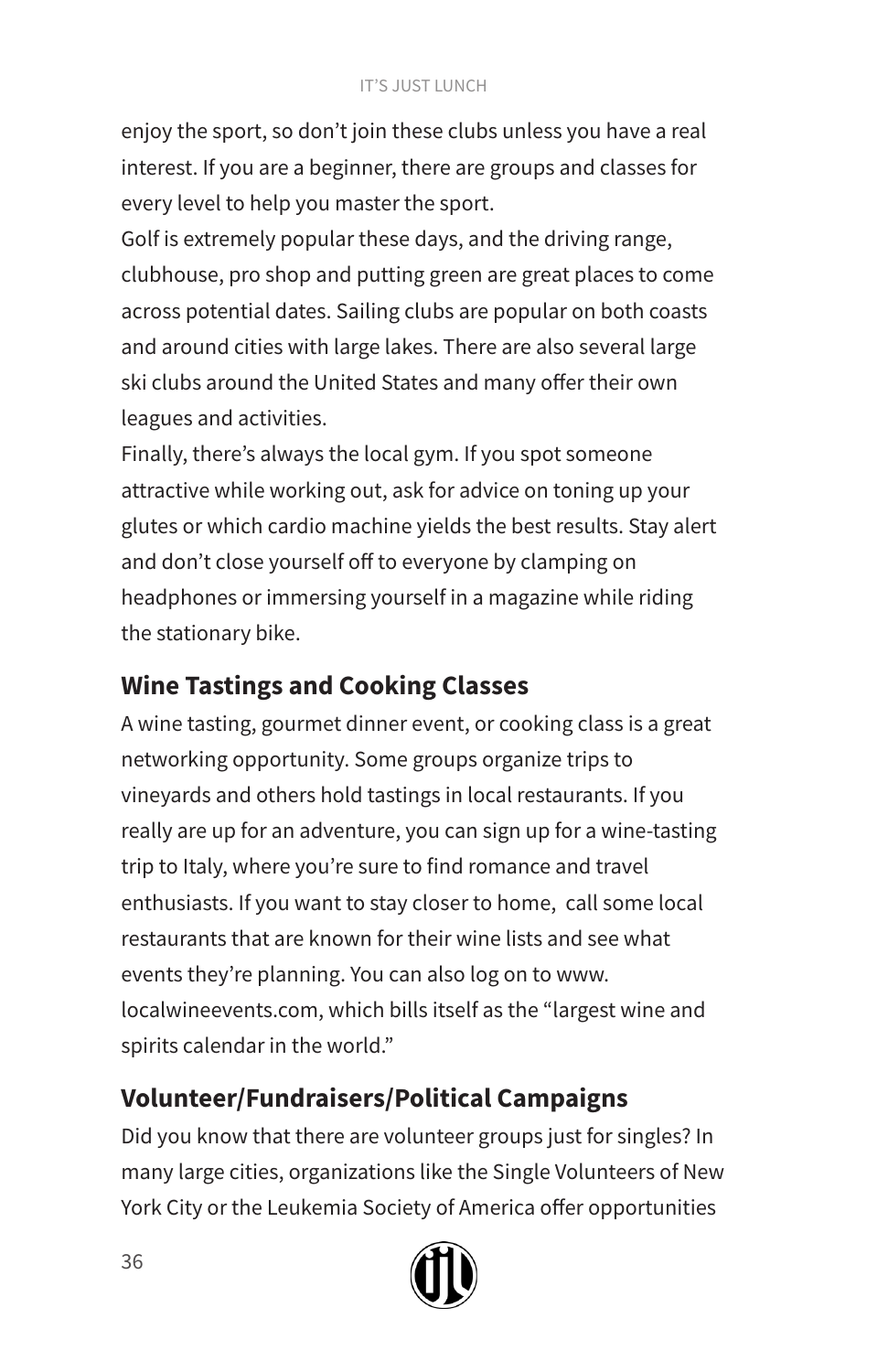enjoy the sport, so don't join these clubs unless you have a real interest. If you are a beginner, there are groups and classes for every level to help you master the sport.

Golf is extremely popular these days, and the driving range, clubhouse, pro shop and putting green are great places to come across potential dates. Sailing clubs are popular on both coasts and around cities with large lakes. There are also several large ski clubs around the United States and many offer their own leagues and activities.

Finally, there's always the local gym. If you spot someone attractive while working out, ask for advice on toning up your glutes or which cardio machine yields the best results. Stay alert and don't close yourself off to everyone by clamping on headphones or immersing yourself in a magazine while riding the stationary bike.

## Wine Tastings and Cooking Classes

A wine tasting, gourmet dinner event, or cooking class is a great networking opportunity. Some groups organize trips to vineyards and others hold tastings in local restaurants. If you really are up for an adventure, you can sign up for a wine-tasting trip to Italy, where you're sure to find romance and travel enthusiasts. If you want to stay closer to home, call some local restaurants that are known for their wine lists and see what events they're planning. You can also log on to www.localwineevents.com, which bills itself as the "largest wine and spirits calendar in the world."

## Volunteer/Fundraisers/Political Campaigns

Did you know that there are volunteer groups just for singles? In many large cities, organizations like the Single Volunteers of New York City or the Leukemia Society of America offer opportunities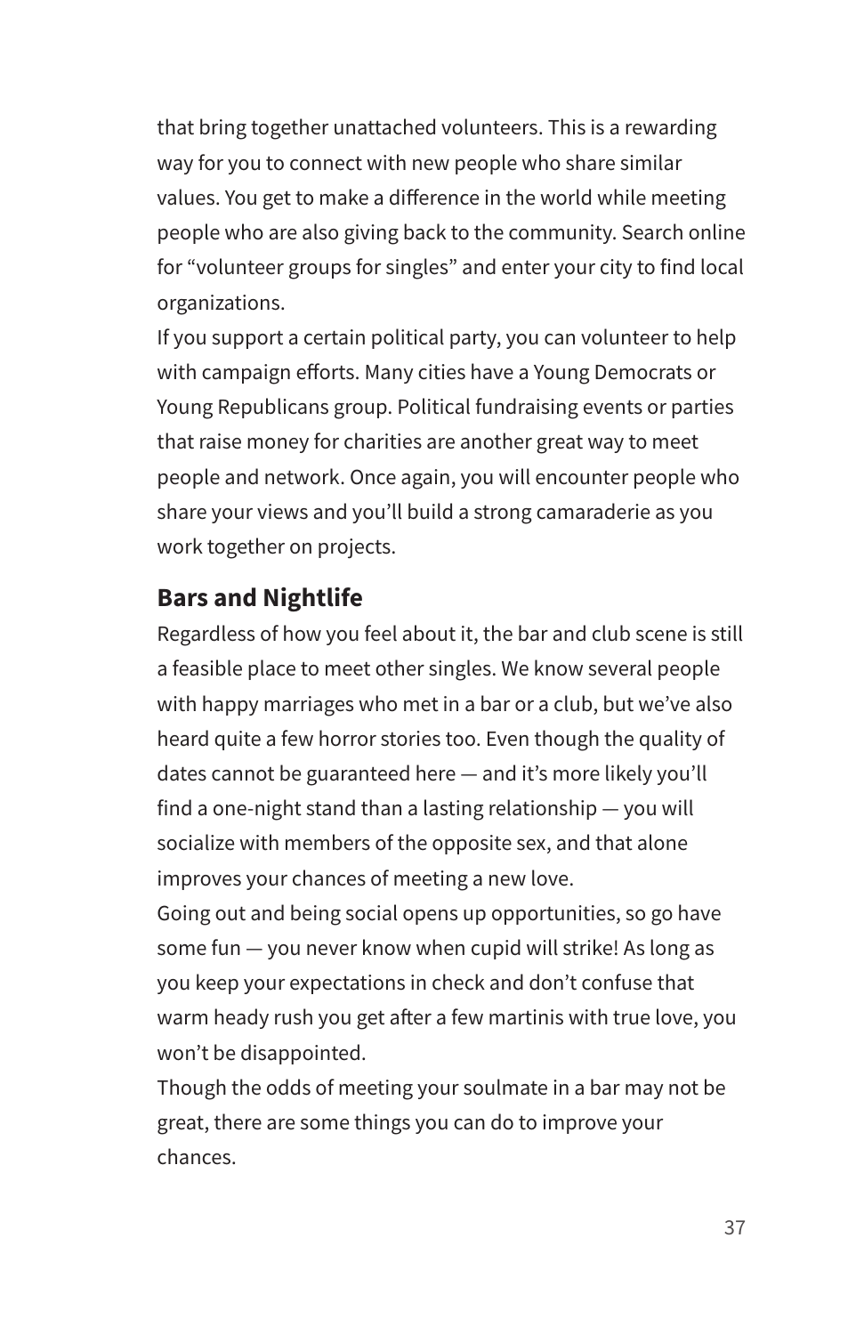that bring together unattached volunteers. This is a rewarding way for you to connect with new people who share similar values. You get to make a difference in the world while meeting people who are also giving back to the community. Search online for "volunteer groups for singles" and enter your city to find local organizations.

If you support a certain political party, you can volunteer to help with campaign efforts. Many cities have a Young Democrats or Young Republicans group. Political fundraising events or parties that raise money for charities are another great way to meet people and network. Once again, you will encounter people who share your views and you'll build a strong camaraderie as you work together on projects.

## Bars and Nightlife

Regardless of how you feel about it, the bar and club scene is still a feasible place to meet other singles. We know several people with happy marriages who met in a bar or a club, but we've also heard quite a few horror stories too. Even though the quality of dates cannot be guaranteed here — and it's more likely you'll find a one-night stand than a lasting relationship — you will socialize with members of the opposite sex, and that alone improves your chances of meeting a new love.

Going out and being social opens up opportunities, so go have some fun — you never know when cupid will strike! As long as you keep your expectations in check and don't confuse that warm heady rush you get after a few martinis with true love, you won't be disappointed.

Though the odds of meeting your soulmate in a bar may not be great, there are some things you can do to improve your chances.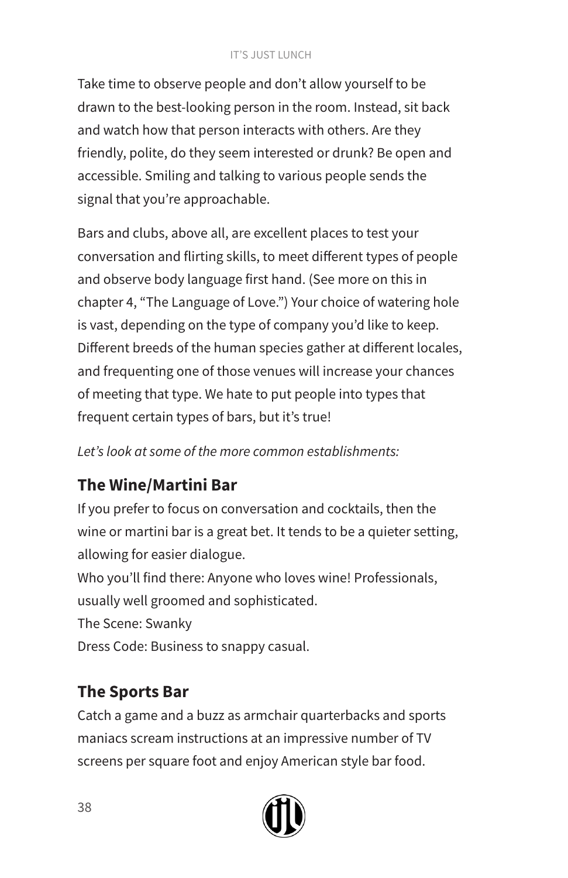Take time to observe people and don't allow yourself to be drawn to the best-looking person in the room. Instead, sit back and watch how that person interacts with others. Are they friendly, polite, do they seem interested or drunk? Be open and accessible. Smiling and talking to various people sends the signal that you're approachable.

Bars and clubs, above all, are excellent places to test your conversation and flirting skills, to meet different types of people and observe body language first hand. (See more on this in chapter 4, "The Language of Love.") Your choice of watering hole is vast, depending on the type of company you'd like to keep. Different breeds of the human species gather at different locales, and frequenting one of those venues will increase your chances of meeting that type. We hate to put people into types that frequent certain types of bars, but it's true!

*Let's look at some of the more common establishments:*

## The Wine/Martini Bar

If you prefer to focus on conversation and cocktails, then the wine or martini bar is a great bet. It tends to be a quieter setting, allowing for easier dialogue.

Who you'll find there: Anyone who loves wine! Professionals, usually well groomed and sophisticated.

The Scene: Swanky

Dress Code: Business to snappy casual.

## The Sports Bar

Catch a game and a buzz as armchair quarterbacks and sports maniacs scream instructions at an impressive number of TV screens per square foot and enjoy American style bar food.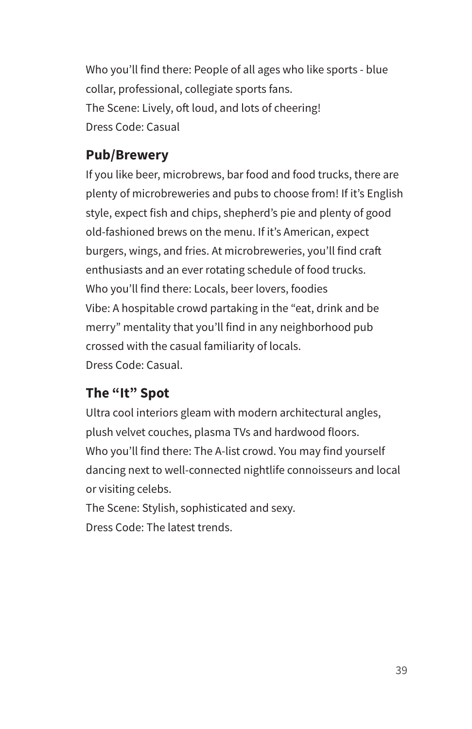Who you'll find there: People of all ages who like sports - blue collar, professional, collegiate sports fans.
The Scene: Lively, oft loud, and lots of cheering!
Dress Code: Casual

### Pub/Brewery

If you like beer, microbrews, bar food and food trucks, there are plenty of microbreweries and pubs to choose from! If it's English style, expect fish and chips, shepherd's pie and plenty of good old-fashioned brews on the menu. If it's American, expect burgers, wings, and fries. At microbreweries, you'll find craft enthusiasts and an ever rotating schedule of food trucks.
Who you'll find there: Locals, beer lovers, foodies
Vibe: A hospitable crowd partaking in the "eat, drink and be merry" mentality that you'll find in any neighborhood pub crossed with the casual familiarity of locals.
Dress Code: Casual.

### The "It" Spot

Ultra cool interiors gleam with modern architectural angles, plush velvet couches, plasma TVs and hardwood floors.
Who you'll find there: The A-list crowd. You may find yourself dancing next to well-connected nightlife connoisseurs and local or visiting celebs.
The Scene: Stylish, sophisticated and sexy.
Dress Code: The latest trends.